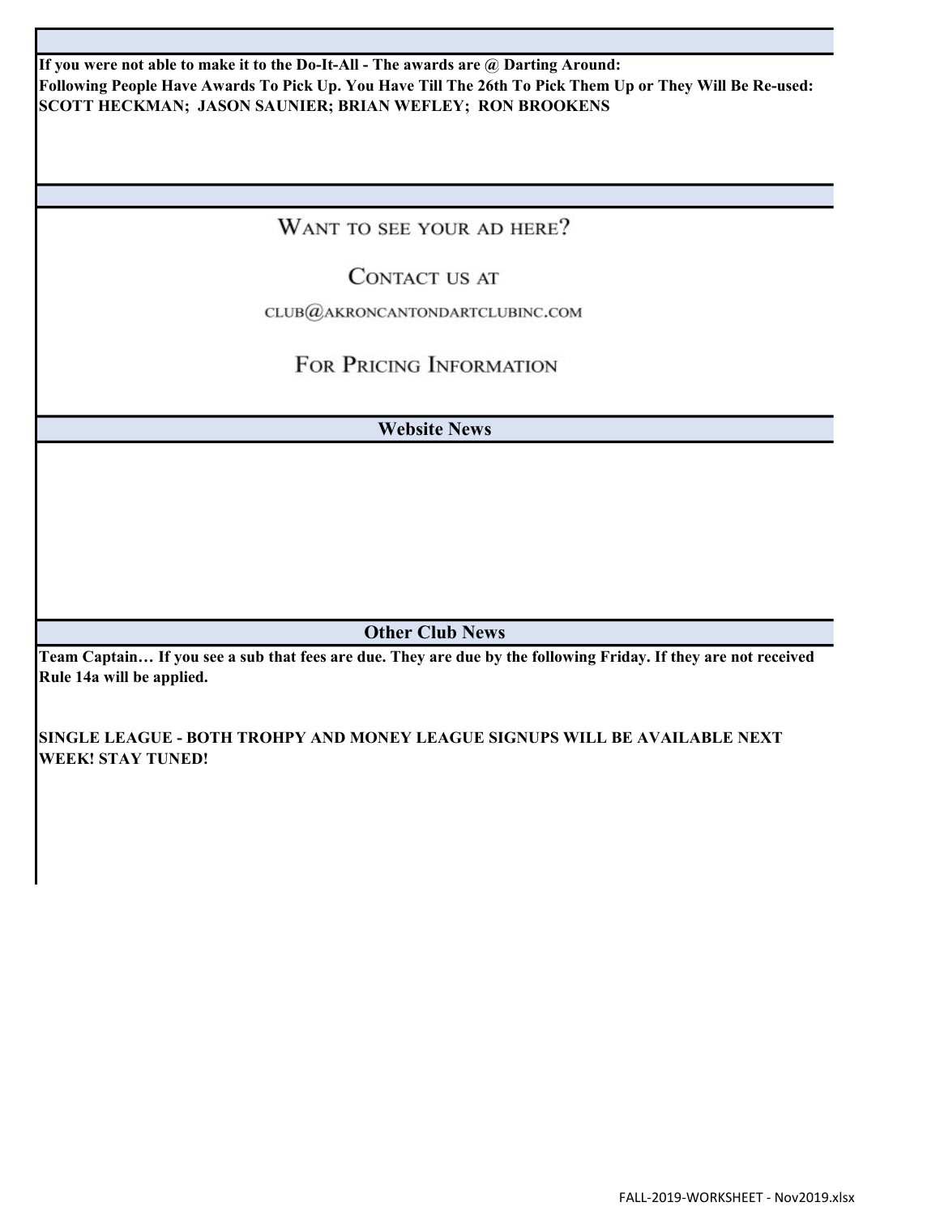**If you were not able to make it to the Do-It-All - The awards are @ Darting Around:**
**Following People Have Awards To Pick Up. You Have Till The 26th To Pick Them Up or They Will Be Re-used:**
**SCOTT HECKMAN; JASON SAUNIER; BRIAN WEFLEY; RON BROOKENS**

WANT TO SEE YOUR AD HERE?

CONTACT US AT

CLUB@AKRONCANTONDARTCLUBINC.COM

FOR PRICING INFORMATION

## Website News

## Other Club News

**Team Captain… If you see a sub that fees are due. They are due by the following Friday. If they are not received Rule 14a will be applied.**

**SINGLE LEAGUE - BOTH TROHPY AND MONEY LEAGUE SIGNUPS WILL BE AVAILABLE NEXT WEEK! STAY TUNED!**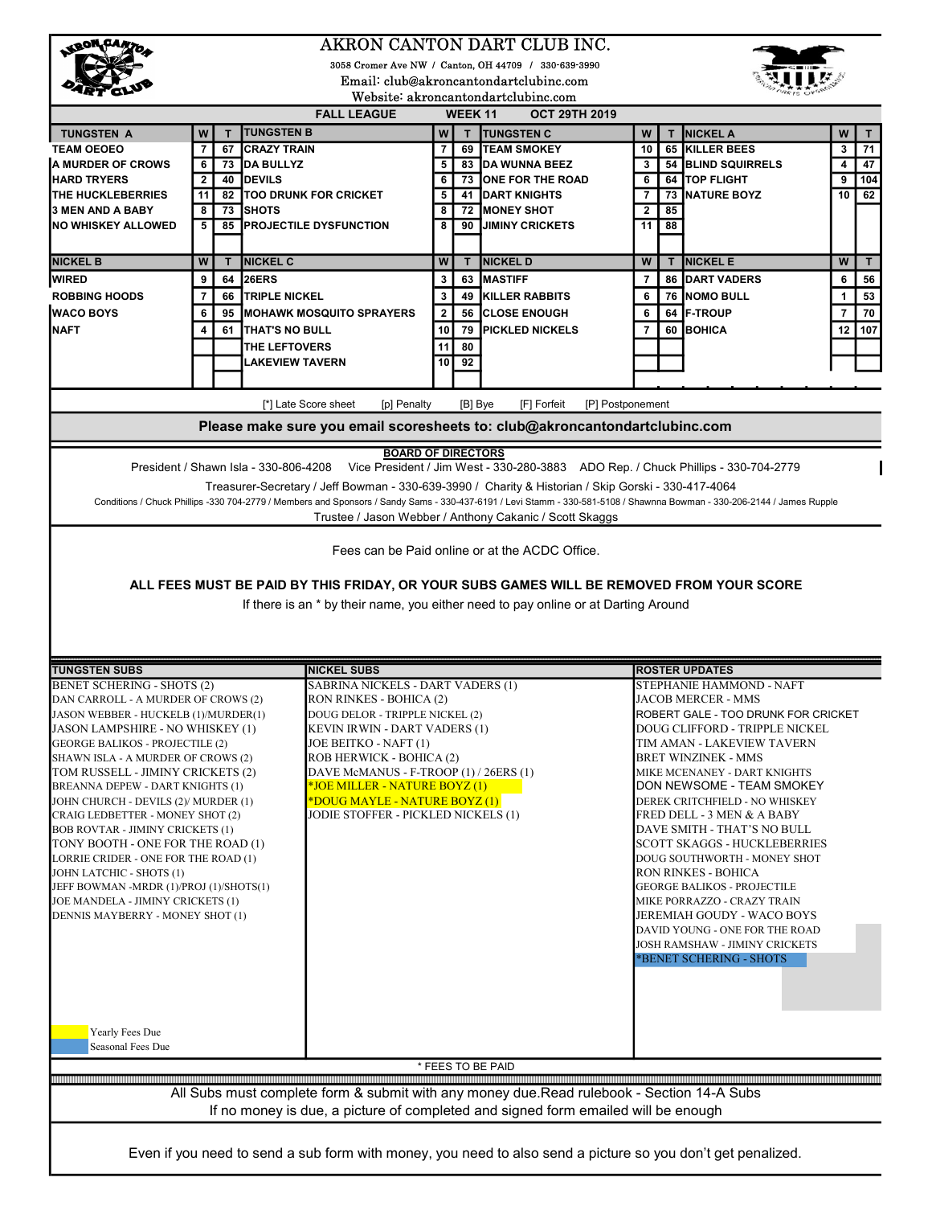# AKRON CANTON DART CLUB INC.

3058 Cromer Ave NW / Canton, OH 44709 / 330-639-3990

Email: club@akroncantondartclubinc.com

Website: akroncantondartclubinc.com

**FALL LEAGUE WEEK 11 OCT 29TH 2019**

| TUNGSTEN A | W | T | TUNGSTEN B | W | T | TUNGSTEN C | W | T | NICKEL A | W | T |
|---|---|---|---|---|---|---|---|---|---|---|---|
| TEAM OEOEO | 7 | 67 | CRAZY TRAIN | 7 | 69 | TEAM SMOKEY | 10 | 65 | KILLER BEES | 3 | 71 |
| A MURDER OF CROWS | 6 | 73 | DA BULLYZ | 5 | 83 | DA WUNNA BEEZ | 3 | 54 | BLIND SQUIRRELS | 4 | 47 |
| HARD TRYERS | 2 | 40 | DEVILS | 6 | 73 | ONE FOR THE ROAD | 6 | 64 | TOP FLIGHT | 9 | 104 |
| THE HUCKLEBERRIES | 11 | 82 | TOO DRUNK FOR CRICKET | 5 | 41 | DART KNIGHTS | 7 | 73 | NATURE BOYZ | 10 | 62 |
| 3 MEN AND A BABY | 8 | 73 | SHOTS | 8 | 72 | MONEY SHOT | 2 | 85 | | | |
| NO WHISKEY ALLOWED | 5 | 85 | PROJECTILE DYSFUNCTION | 8 | 90 | JIMINY CRICKETS | 11 | 88 | | | |

| NICKEL B | W | T | NICKEL C | W | T | NICKEL D | W | T | NICKEL E | W | T |
|---|---|---|---|---|---|---|---|---|---|---|---|
| WIRED | 9 | 64 | 26ERS | 3 | 63 | MASTIFF | 7 | 86 | DART VADERS | 6 | 56 |
| ROBBING HOODS | 7 | 66 | TRIPLE NICKEL | 3 | 49 | KILLER RABBITS | 6 | 76 | NOMO BULL | 1 | 53 |
| WACO BOYS | 6 | 95 | MOHAWK MOSQUITO SPRAYERS | 2 | 56 | CLOSE ENOUGH | 6 | 64 | F-TROUP | 7 | 70 |
| NAFT | 4 | 61 | THAT'S NO BULL | 10 | 79 | PICKLED NICKELS | 7 | 60 | BOHICA | 12 | 107 |
| | | | THE LEFTOVERS | 11 | 80 | | | | | | |
| | | | LAKEVIEW TAVERN | 10 | 92 | | | | | | |

[*] Late Score sheet [p] Penalty [B] Bye [F] Forfeit [P] Postponement

**Please make sure you email scoresheets to: club@akroncantondartclubinc.com**

**BOARD OF DIRECTORS**

President / Shawn Isla - 330-806-4208 Vice President / Jim West - 330-280-3883 ADO Rep. / Chuck Phillips - 330-704-2779

Treasurer-Secretary / Jeff Bowman - 330-639-3990 / Charity & Historian / Skip Gorski - 330-417-4064

Conditions / Chuck Phillips -330 704-2779 / Members and Sponsors / Sandy Sams - 330-437-6191 / Levi Stamm - 330-581-5108 / Shawnna Bowman - 330-206-2144 / James Rupple

Trustee / Jason Webber / Anthony Cakanic / Scott Skaggs

Fees can be Paid online or at the ACDC Office.

**ALL FEES MUST BE PAID BY THIS FRIDAY, OR YOUR SUBS GAMES WILL BE REMOVED FROM YOUR SCORE**

If there is an * by their name, you either need to pay online or at Darting Around

| TUNGSTEN SUBS | NICKEL SUBS | ROSTER UPDATES |
|---|---|---|
| BENET SCHERING - SHOTS (2) | SABRINA NICKELS - DART VADERS (1) | STEPHANIE HAMMOND - NAFT |
| DAN CARROLL - A MURDER OF CROWS (2) | RON RINKES - BOHICA (2) | JACOB MERCER - MMS |
| JASON WEBBER - HUCKELB (1)/MURDER(1) | DOUG DELOR - TRIPPLE NICKEL (2) | ROBERT GALE - TOO DRUNK FOR CRICKET |
| JASON LAMPSHIRE - NO WHISKEY (1) | KEVIN IRWIN - DART VADERS (1) | DOUG CLIFFORD - TRIPPLE NICKEL |
| GEORGE BALIKOS - PROJECTILE (2) | JOE BEITKO - NAFT (1) | TIM AMAN - LAKEVIEW TAVERN |
| SHAWN ISLA - A MURDER OF CROWS (2) | ROB HERWICK - BOHICA (2) | BRET WINZINEK - MMS |
| TOM RUSSELL - JIMINY CRICKETS (2) | DAVE McMANUS - F-TROOP (1) / 26ERS (1) | MIKE MCENANEY - DART KNIGHTS |
| BREANNA DEPEW - DART KNIGHTS (1) | *JOE MILLER - NATURE BOYZ (1) | DON NEWSOME - TEAM SMOKEY |
| JOHN CHURCH - DEVILS (2)/ MURDER (1) | *DOUG MAYLE - NATURE BOYZ (1) | DEREK CRITCHFIELD - NO WHISKEY |
| CRAIG LEDBETTER - MONEY SHOT (2) | JODIE STOFFER - PICKLED NICKELS (1) | FRED DELL - 3 MEN & A BABY |
| BOB ROVTAR - JIMINY CRICKETS (1) | | DAVE SMITH - THAT'S NO BULL |
| TONY BOOTH - ONE FOR THE ROAD (1) | | SCOTT SKAGGS - HUCKLEBERRIES |
| LORRIE CRIDER - ONE FOR THE ROAD (1) | | DOUG SOUTHWORTH - MONEY SHOT |
| JOHN LATCHIC - SHOTS (1) | | RON RINKES - BOHICA |
| JEFF BOWMAN -MRDR (1)/PROJ (1)/SHOTS(1) | | GEORGE BALIKOS - PROJECTILE |
| JOE MANDELA - JIMINY CRICKETS (1) | | MIKE PORRAZZO - CRAZY TRAIN |
| DENNIS MAYBERRY - MONEY SHOT (1) | | JEREMIAH GOUDY - WACO BOYS |
| | | DAVID YOUNG - ONE FOR THE ROAD |
| | | JOSH RAMSHAW - JIMINY CRICKETS |
| | | *BENET SCHERING - SHOTS |

Yearly Fees Due

Seasonal Fees Due

\* FEES TO BE PAID

All Subs must complete form & submit with any money due.Read rulebook - Section 14-A Subs

If no money is due, a picture of completed and signed form emailed will be enough

Even if you need to send a sub form with money, you need to also send a picture so you don't get penalized.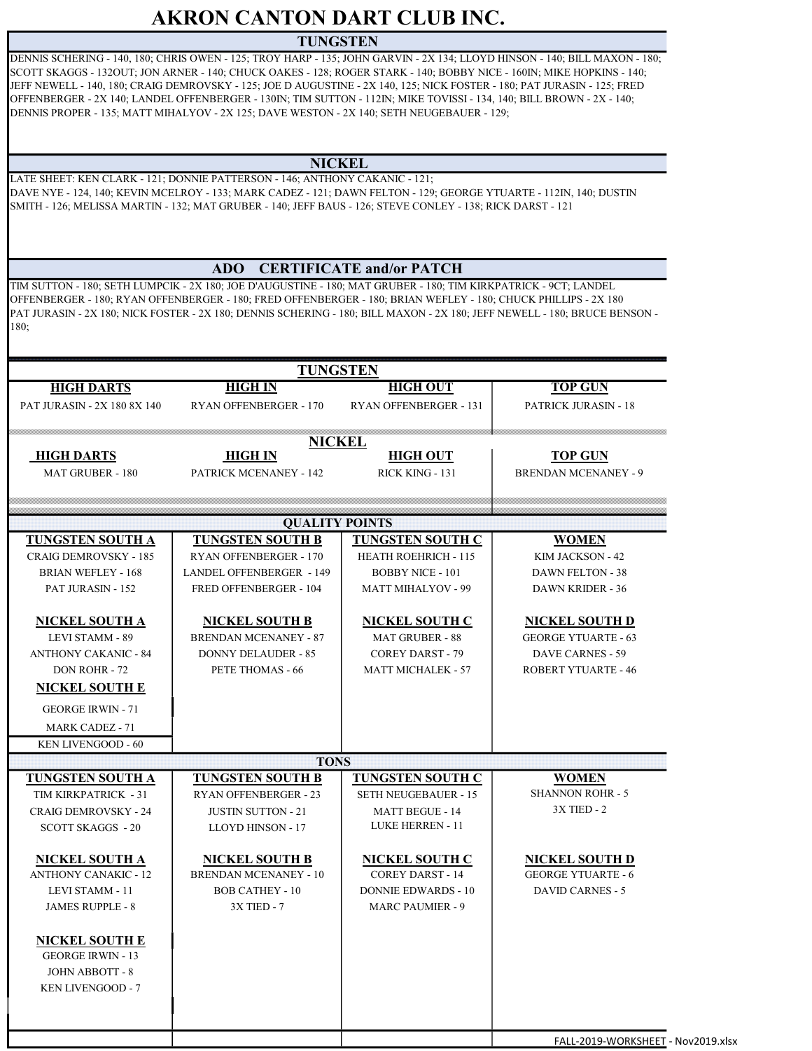# AKRON CANTON DART CLUB INC.

## TUNGSTEN

DENNIS SCHERING - 140, 180; CHRIS OWEN - 125; TROY HARP - 135; JOHN GARVIN - 2X 134; LLOYD HINSON - 140; BILL MAXON - 180; SCOTT SKAGGS - 132OUT; JON ARNER - 140; CHUCK OAKES - 128; ROGER STARK - 140; BOBBY NICE - 160IN; MIKE HOPKINS - 140; JEFF NEWELL - 140, 180; CRAIG DEMROVSKY - 125; JOE D AUGUSTINE - 2X 140, 125; NICK FOSTER - 180; PAT JURASIN - 125; FRED OFFENBERGER - 2X 140; LANDEL OFFENBERGER - 130IN; TIM SUTTON - 112IN; MIKE TOVISSI - 134, 140; BILL BROWN - 2X - 140; DENNIS PROPER - 135; MATT MIHALYOV - 2X 125; DAVE WESTON - 2X 140; SETH NEUGEBAUER - 129;

## NICKEL

LATE SHEET: KEN CLARK - 121; DONNIE PATTERSON - 146; ANTHONY CAKANIC - 121;
DAVE NYE - 124, 140; KEVIN MCELROY - 133; MARK CADEZ - 121; DAWN FELTON - 129; GEORGE YTUARTE - 112IN, 140; DUSTIN SMITH - 126; MELISSA MARTIN - 132; MAT GRUBER - 140; JEFF BAUS - 126; STEVE CONLEY - 138; RICK DARST - 121

## ADO CERTIFICATE and/or PATCH

TIM SUTTON - 180; SETH LUMPCIK - 2X 180; JOE D'AUGUSTINE - 180; MAT GRUBER - 180; TIM KIRKPATRICK - 9CT; LANDEL OFFENBERGER - 180; RYAN OFFENBERGER - 180; FRED OFFENBERGER - 180; BRIAN WEFLEY - 180; CHUCK PHILLIPS - 2X 180 PAT JURASIN - 2X 180; NICK FOSTER - 2X 180; DENNIS SCHERING - 180; BILL MAXON - 2X 180; JEFF NEWELL - 180; BRUCE BENSON - 180;

## TUNGSTEN

| HIGH DARTS | HIGH IN | HIGH OUT | TOP GUN |
|---|---|---|---|
| PAT JURASIN - 2X 180 8X 140 | RYAN OFFENBERGER - 170 | RYAN OFFENBERGER - 131 | PATRICK JURASIN - 18 |

## NICKEL

| HIGH DARTS | HIGH IN | HIGH OUT | TOP GUN |
|---|---|---|---|
| MAT GRUBER - 180 | PATRICK MCENANEY - 142 | RICK KING - 131 | BRENDAN MCENANEY - 9 |

## QUALITY POINTS

| TUNGSTEN SOUTH A | TUNGSTEN SOUTH B | TUNGSTEN SOUTH C | WOMEN |
|---|---|---|---|
| CRAIG DEMROVSKY - 185 | RYAN OFFENBERGER - 170 | HEATH ROEHRICH - 115 | KIM JACKSON - 42 |
| BRIAN WEFLEY - 168 | LANDEL OFFENBERGER - 149 | BOBBY NICE - 101 | DAWN FELTON - 38 |
| PAT JURASIN - 152 | FRED OFFENBERGER - 104 | MATT MIHALYOV - 99 | DAWN KRIDER - 36 |
| **NICKEL SOUTH A** | **NICKEL SOUTH B** | **NICKEL SOUTH C** | **NICKEL SOUTH D** |
| LEVI STAMM - 89 | BRENDAN MCENANEY - 87 | MAT GRUBER - 88 | GEORGE YTUARTE - 63 |
| ANTHONY CAKANIC - 84 | DONNY DELAUDER - 85 | COREY DARST - 79 | DAVE CARNES - 59 |
| DON ROHR - 72 | PETE THOMAS - 66 | MATT MICHALEK - 57 | ROBERT YTUARTE - 46 |
| **NICKEL SOUTH E** | | | |
| GEORGE IRWIN - 71 | | | |
| MARK CADEZ - 71 | | | |
| KEN LIVENGOOD - 60 | | | |

## TONS

| TUNGSTEN SOUTH A | TUNGSTEN SOUTH B | TUNGSTEN SOUTH C | WOMEN |
|---|---|---|---|
| TIM KIRKPATRICK - 31 | RYAN OFFENBERGER - 23 | SETH NEUGEBAUER - 15 | SHANNON ROHR - 5 |
| CRAIG DEMROVSKY - 24 | JUSTIN SUTTON - 21 | MATT BEGUE - 14 | 3X TIED - 2 |
| SCOTT SKAGGS - 20 | LLOYD HINSON - 17 | LUKE HERREN - 11 | |
| **NICKEL SOUTH A** | **NICKEL SOUTH B** | **NICKEL SOUTH C** | **NICKEL SOUTH D** |
| ANTHONY CANAKIC - 12 | BRENDAN MCENANEY - 10 | COREY DARST - 14 | GEORGE YTUARTE - 6 |
| LEVI STAMM - 11 | BOB CATHEY - 10 | DONNIE EDWARDS - 10 | DAVID CARNES - 5 |
| JAMES RUPPLE - 8 | 3X TIED - 7 | MARC PAUMIER - 9 | |
| **NICKEL SOUTH E** | | | |
| GEORGE IRWIN - 13 | | | |
| JOHN ABBOTT - 8 | | | |
| KEN LIVENGOOD - 7 | | | |

FALL-2019-WORKSHEET - Nov2019.xlsx